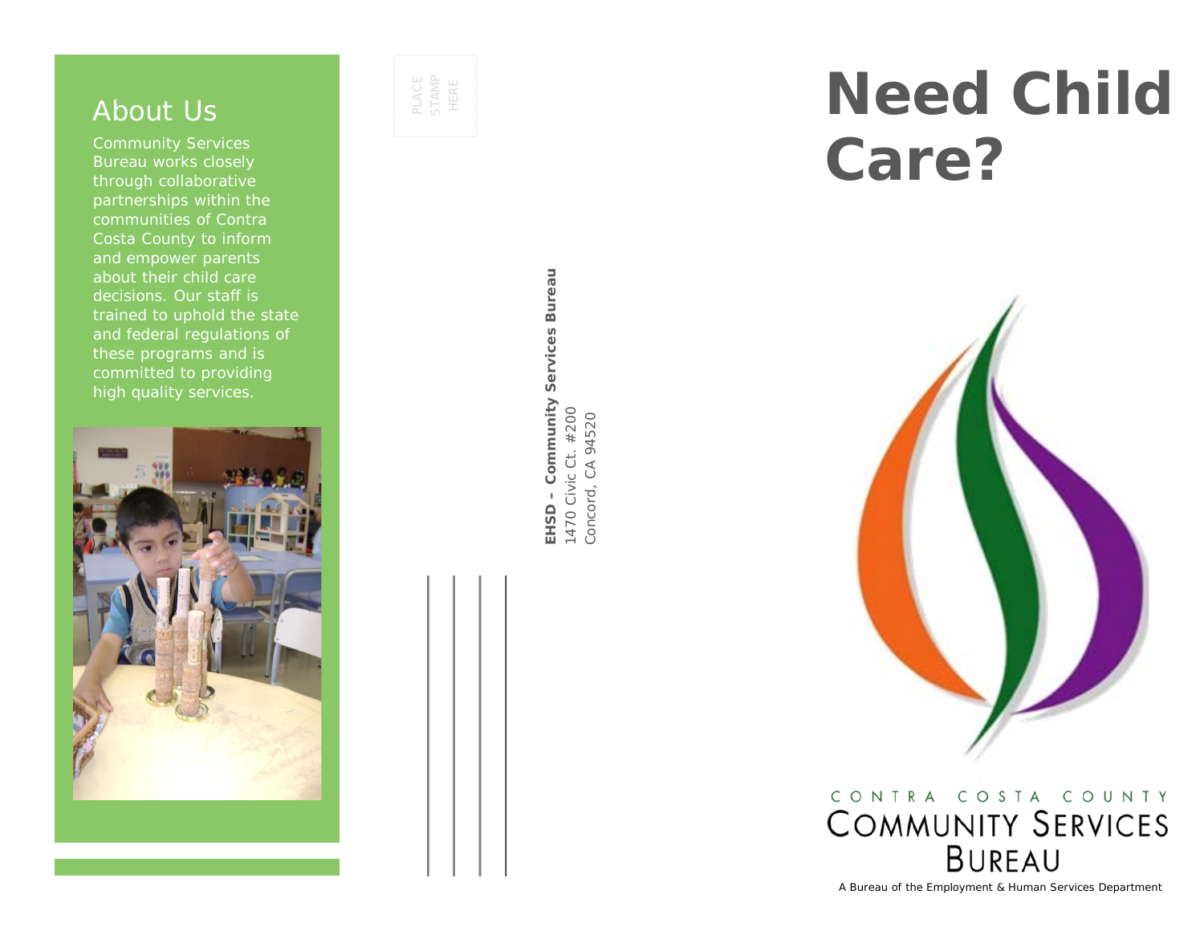## About Us

Community Services Bureau works closely through collaborative partnerships within the communities of Contra Costa County to inform and empower parents about their child care decisions. Our staff is trained to uphold the state and federal regulations of these programs and is committed to providing high quality services.

PLACE STAMP HERE

**EHSD - Community Services Bureau**
1470 Civic Ct. #200
Concord, CA 94520

# Need Child Care?

CONTRA COSTA COUNTY
COMMUNITY SERVICES BUREAU

A Bureau of the Employment & Human Services Department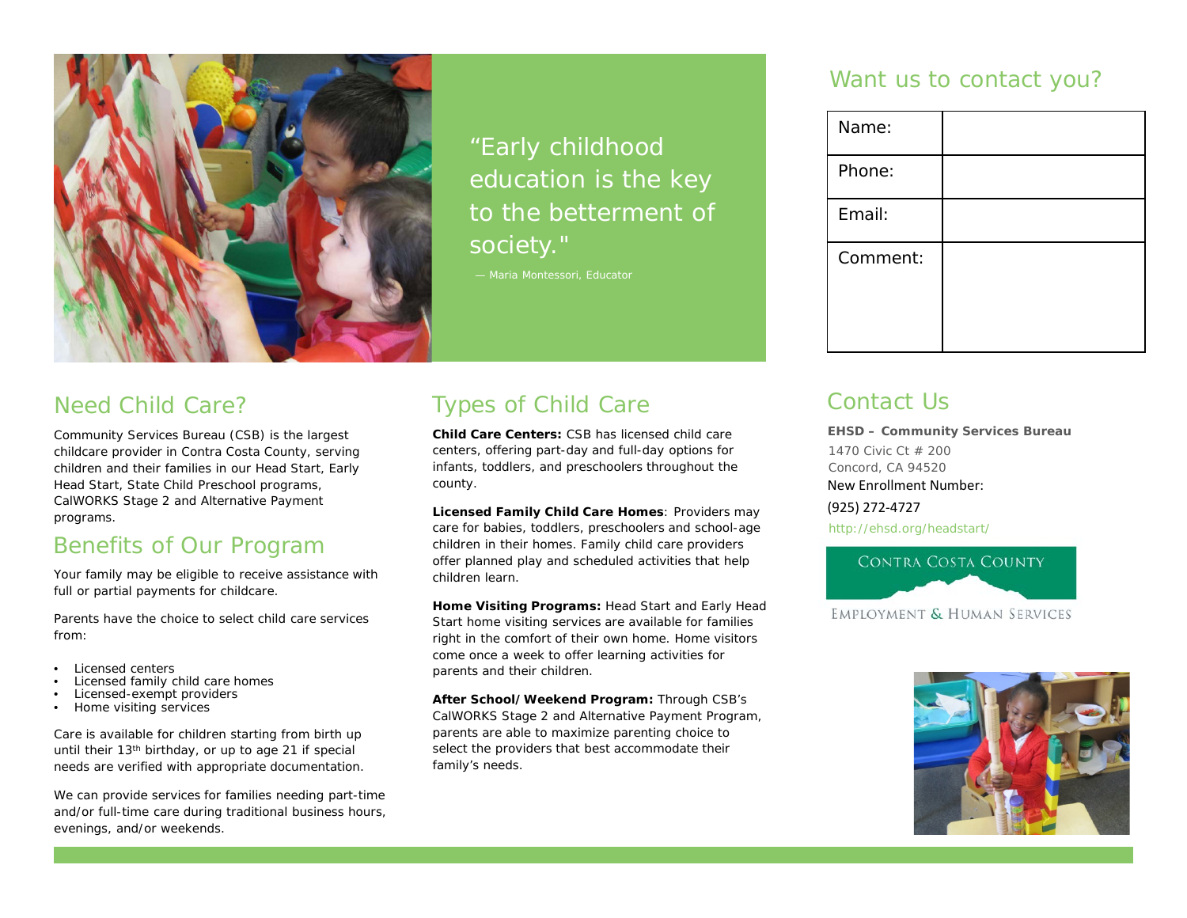“Early childhood education is the key to the betterment of society."

— Maria Montessori, Educator

## Want us to contact you?

| | |
|---|---|
| Name: | |
| Phone: | |
| Email: | |
| Comment: | |

## Need Child Care?

Community Services Bureau (CSB) is the largest childcare provider in Contra Costa County, serving children and their families in our Head Start, Early Head Start, State Child Preschool programs, CalWORKS Stage 2 and Alternative Payment programs.

## Benefits of Our Program

Your family may be eligible to receive assistance with full or partial payments for childcare.

Parents have the choice to select child care services from:

- Licensed centers
- Licensed family child care homes
- Licensed-exempt providers
- Home visiting services

Care is available for children starting from birth up until their 13th birthday, or up to age 21 if special needs are verified with appropriate documentation.

We can provide services for families needing part-time and/or full-time care during traditional business hours, evenings, and/or weekends.

## Types of Child Care

**Child Care Centers:** CSB has licensed child care centers, offering part-day and full-day options for infants, toddlers, and preschoolers throughout the county.

**Licensed Family Child Care Homes**: Providers may care for babies, toddlers, preschoolers and school-age children in their homes. Family child care providers offer planned play and scheduled activities that help children learn.

**Home Visiting Programs:** Head Start and Early Head Start home visiting services are available for families right in the comfort of their own home. Home visitors come once a week to offer learning activities for parents and their children.

**After School/Weekend Program:** Through CSB's CalWORKS Stage 2 and Alternative Payment Program, parents are able to maximize parenting choice to select the providers that best accommodate their family's needs.

## Contact Us

**EHSD – Community Services Bureau**
1470 Civic Ct # 200
Concord, CA 94520
New Enrollment Number:
(925) 272-4727
http://ehsd.org/headstart/

CONTRA COSTA COUNTY
EMPLOYMENT & HUMAN SERVICES